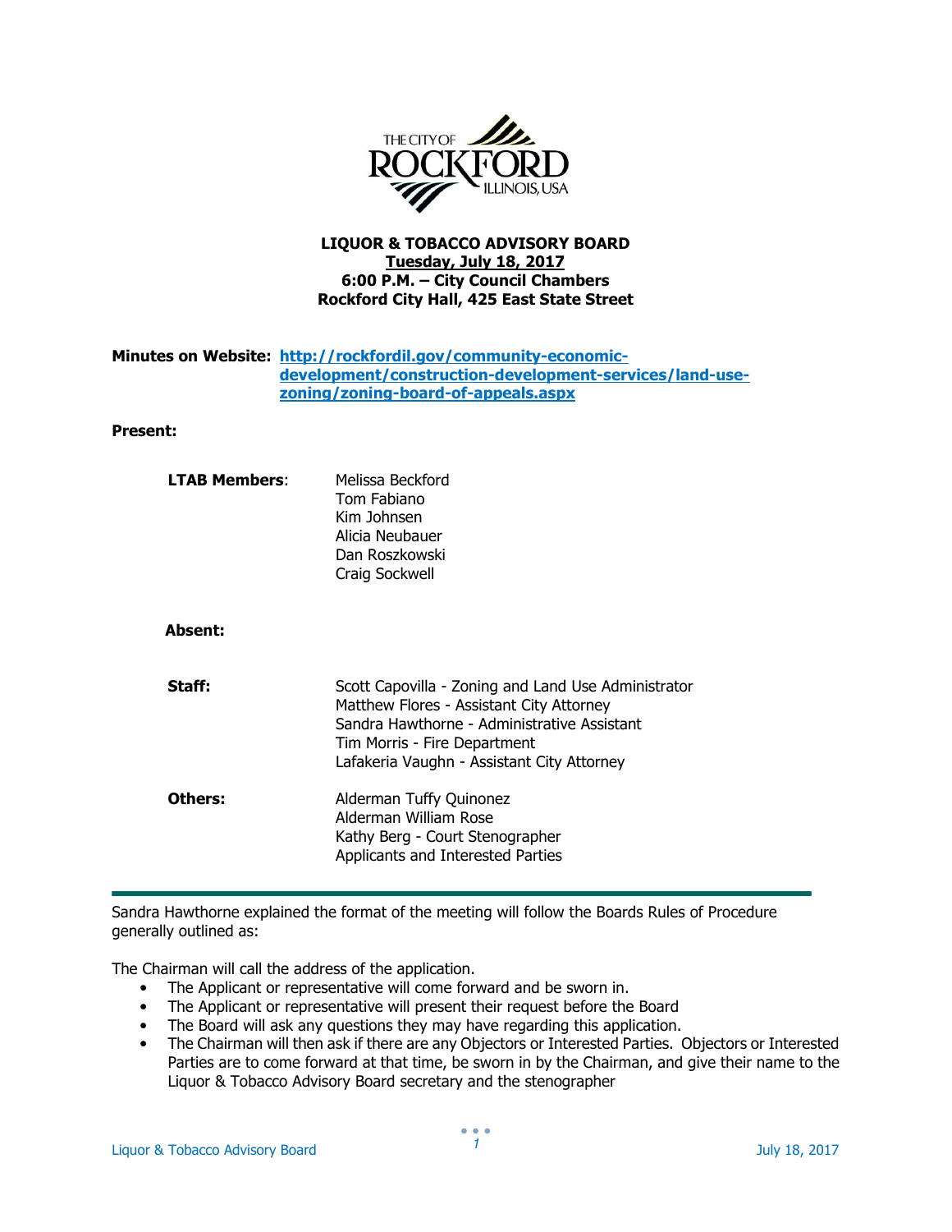THE CITY OF ROCKFORD ILLINOIS, USA

**LIQUOR & TOBACCO ADVISORY BOARD**
**Tuesday, July 18, 2017**
**6:00 P.M. – City Council Chambers**
**Rockford City Hall, 425 East State Street**

**Minutes on Website:** [http://rockfordil.gov/community-economic-development/construction-development-services/land-use-zoning/zoning-board-of-appeals.aspx](http://rockfordil.gov/community-economic-development/construction-development-services/land-use-zoning/zoning-board-of-appeals.aspx)

**Present:**

**LTAB Members**:
- Melissa Beckford
- Tom Fabiano
- Kim Johnsen
- Alicia Neubauer
- Dan Roszkowski
- Craig Sockwell

**Absent:**

**Staff:**
- Scott Capovilla - Zoning and Land Use Administrator
- Matthew Flores - Assistant City Attorney
- Sandra Hawthorne - Administrative Assistant
- Tim Morris - Fire Department
- Lafakeria Vaughn - Assistant City Attorney

**Others:**
- Alderman Tuffy Quinonez
- Alderman William Rose
- Kathy Berg - Court Stenographer
- Applicants and Interested Parties

---

Sandra Hawthorne explained the format of the meeting will follow the Boards Rules of Procedure generally outlined as:

The Chairman will call the address of the application.

- The Applicant or representative will come forward and be sworn in.
- The Applicant or representative will present their request before the Board
- The Board will ask any questions they may have regarding this application.
- The Chairman will then ask if there are any Objectors or Interested Parties. Objectors or Interested Parties are to come forward at that time, be sworn in by the Chairman, and give their name to the Liquor & Tobacco Advisory Board secretary and the stenographer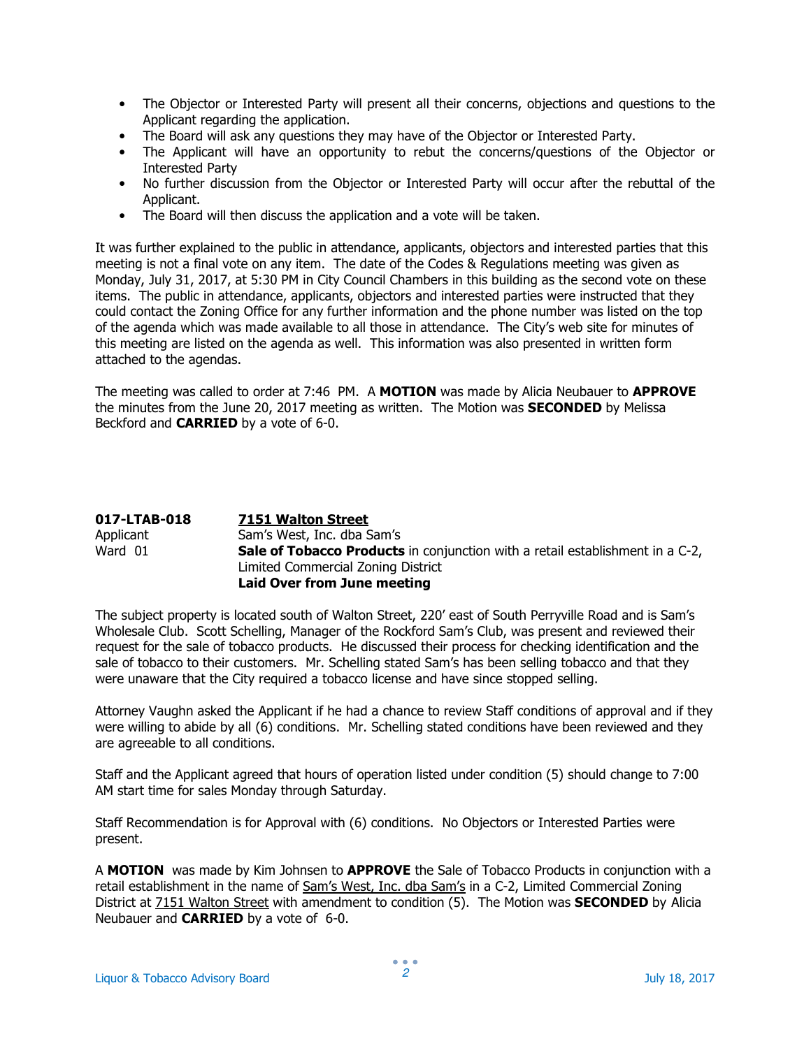- The Objector or Interested Party will present all their concerns, objections and questions to the Applicant regarding the application.
- The Board will ask any questions they may have of the Objector or Interested Party.
- The Applicant will have an opportunity to rebut the concerns/questions of the Objector or Interested Party
- No further discussion from the Objector or Interested Party will occur after the rebuttal of the Applicant.
- The Board will then discuss the application and a vote will be taken.

It was further explained to the public in attendance, applicants, objectors and interested parties that this meeting is not a final vote on any item. The date of the Codes & Regulations meeting was given as Monday, July 31, 2017, at 5:30 PM in City Council Chambers in this building as the second vote on these items. The public in attendance, applicants, objectors and interested parties were instructed that they could contact the Zoning Office for any further information and the phone number was listed on the top of the agenda which was made available to all those in attendance. The City's web site for minutes of this meeting are listed on the agenda as well. This information was also presented in written form attached to the agendas.

The meeting was called to order at 7:46 PM. A **MOTION** was made by Alicia Neubauer to **APPROVE** the minutes from the June 20, 2017 meeting as written. The Motion was **SECONDED** by Melissa Beckford and **CARRIED** by a vote of 6-0.

**017-LTAB-018** **7151 Walton Street**
Applicant Sam's West, Inc. dba Sam's
Ward 01 **Sale of Tobacco Products** in conjunction with a retail establishment in a C-2, Limited Commercial Zoning District
**Laid Over from June meeting**

The subject property is located south of Walton Street, 220' east of South Perryville Road and is Sam's Wholesale Club. Scott Schelling, Manager of the Rockford Sam's Club, was present and reviewed their request for the sale of tobacco products. He discussed their process for checking identification and the sale of tobacco to their customers. Mr. Schelling stated Sam's has been selling tobacco and that they were unaware that the City required a tobacco license and have since stopped selling.

Attorney Vaughn asked the Applicant if he had a chance to review Staff conditions of approval and if they were willing to abide by all (6) conditions. Mr. Schelling stated conditions have been reviewed and they are agreeable to all conditions.

Staff and the Applicant agreed that hours of operation listed under condition (5) should change to 7:00 AM start time for sales Monday through Saturday.

Staff Recommendation is for Approval with (6) conditions. No Objectors or Interested Parties were present.

A **MOTION** was made by Kim Johnsen to **APPROVE** the Sale of Tobacco Products in conjunction with a retail establishment in the name of Sam's West, Inc. dba Sam's in a C-2, Limited Commercial Zoning District at 7151 Walton Street with amendment to condition (5). The Motion was **SECONDED** by Alicia Neubauer and **CARRIED** by a vote of 6-0.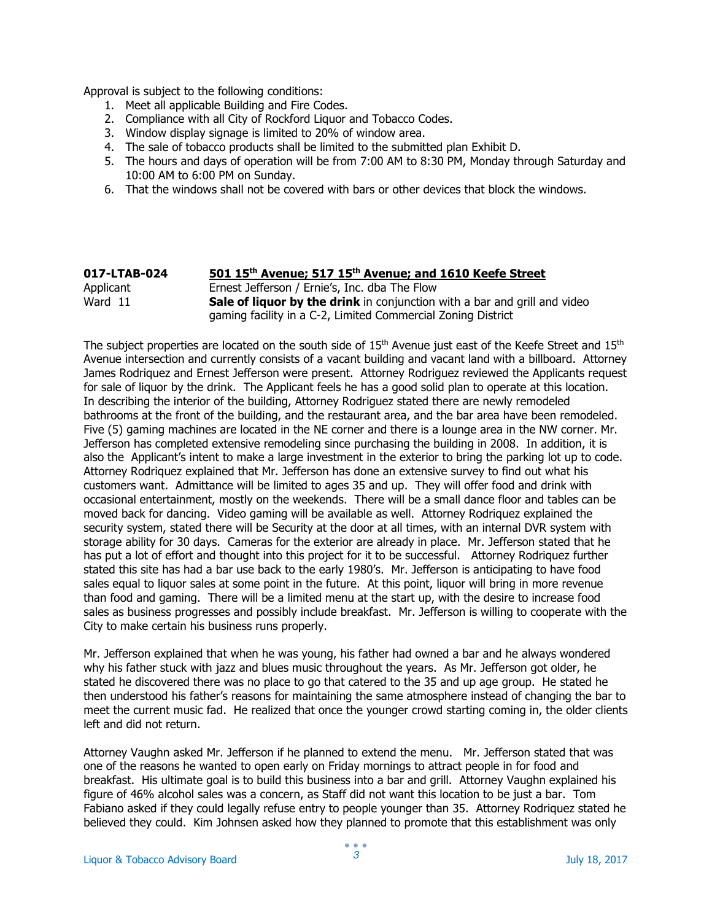Approval is subject to the following conditions:

1. Meet all applicable Building and Fire Codes.
2. Compliance with all City of Rockford Liquor and Tobacco Codes.
3. Window display signage is limited to 20% of window area.
4. The sale of tobacco products shall be limited to the submitted plan Exhibit D.
5. The hours and days of operation will be from 7:00 AM to 8:30 PM, Monday through Saturday and 10:00 AM to 6:00 PM on Sunday.
6. That the windows shall not be covered with bars or other devices that block the windows.

| **017-LTAB-024** | **501 15th Avenue; 517 15th Avenue; and 1610 Keefe Street** |
|---|---|
| Applicant | Ernest Jefferson / Ernie's, Inc. dba The Flow |
| Ward 11 | **Sale of liquor by the drink** in conjunction with a bar and grill and video gaming facility in a C-2, Limited Commercial Zoning District |

The subject properties are located on the south side of 15th Avenue just east of the Keefe Street and 15th Avenue intersection and currently consists of a vacant building and vacant land with a billboard. Attorney James Rodriquez and Ernest Jefferson were present. Attorney Rodriguez reviewed the Applicants request for sale of liquor by the drink. The Applicant feels he has a good solid plan to operate at this location. In describing the interior of the building, Attorney Rodriguez stated there are newly remodeled bathrooms at the front of the building, and the restaurant area, and the bar area have been remodeled. Five (5) gaming machines are located in the NE corner and there is a lounge area in the NW corner. Mr. Jefferson has completed extensive remodeling since purchasing the building in 2008. In addition, it is also the Applicant's intent to make a large investment in the exterior to bring the parking lot up to code. Attorney Rodriquez explained that Mr. Jefferson has done an extensive survey to find out what his customers want. Admittance will be limited to ages 35 and up. They will offer food and drink with occasional entertainment, mostly on the weekends. There will be a small dance floor and tables can be moved back for dancing. Video gaming will be available as well. Attorney Rodriquez explained the security system, stated there will be Security at the door at all times, with an internal DVR system with storage ability for 30 days. Cameras for the exterior are already in place. Mr. Jefferson stated that he has put a lot of effort and thought into this project for it to be successful. Attorney Rodriquez further stated this site has had a bar use back to the early 1980's. Mr. Jefferson is anticipating to have food sales equal to liquor sales at some point in the future. At this point, liquor will bring in more revenue than food and gaming. There will be a limited menu at the start up, with the desire to increase food sales as business progresses and possibly include breakfast. Mr. Jefferson is willing to cooperate with the City to make certain his business runs properly.

Mr. Jefferson explained that when he was young, his father had owned a bar and he always wondered why his father stuck with jazz and blues music throughout the years. As Mr. Jefferson got older, he stated he discovered there was no place to go that catered to the 35 and up age group. He stated he then understood his father's reasons for maintaining the same atmosphere instead of changing the bar to meet the current music fad. He realized that once the younger crowd starting coming in, the older clients left and did not return.

Attorney Vaughn asked Mr. Jefferson if he planned to extend the menu. Mr. Jefferson stated that was one of the reasons he wanted to open early on Friday mornings to attract people in for food and breakfast. His ultimate goal is to build this business into a bar and grill. Attorney Vaughn explained his figure of 46% alcohol sales was a concern, as Staff did not want this location to be just a bar. Tom Fabiano asked if they could legally refuse entry to people younger than 35. Attorney Rodriquez stated he believed they could. Kim Johnsen asked how they planned to promote that this establishment was only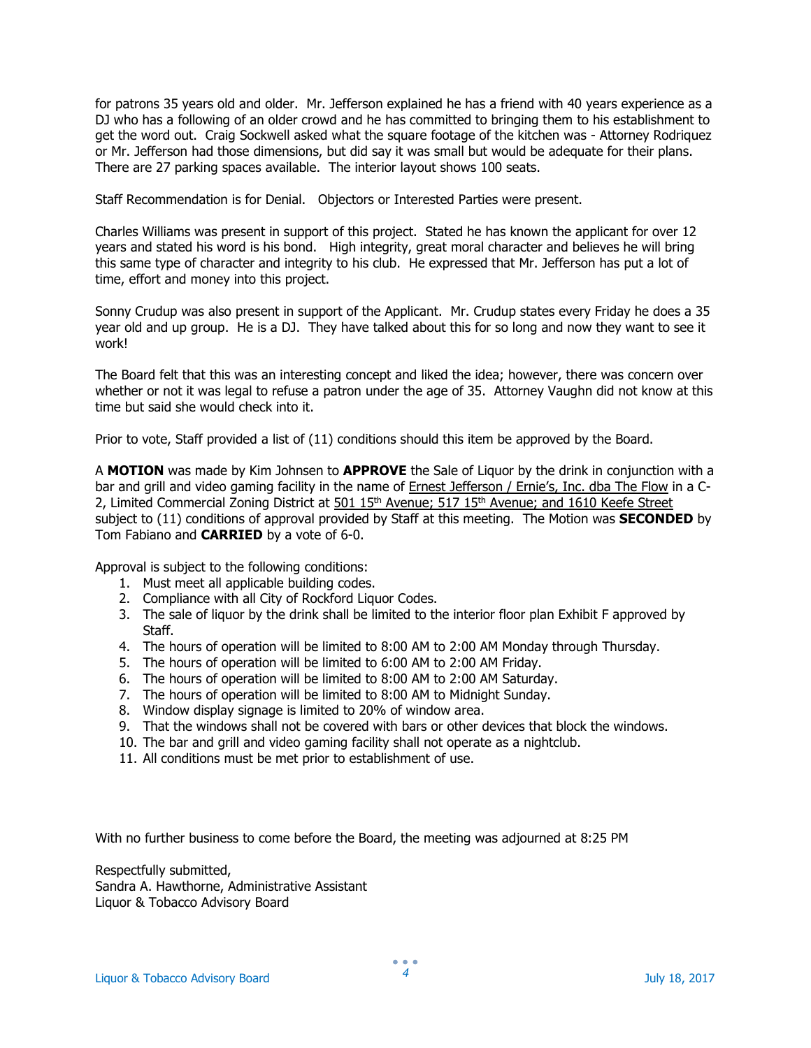for patrons 35 years old and older. Mr. Jefferson explained he has a friend with 40 years experience as a DJ who has a following of an older crowd and he has committed to bringing them to his establishment to get the word out. Craig Sockwell asked what the square footage of the kitchen was - Attorney Rodriquez or Mr. Jefferson had those dimensions, but did say it was small but would be adequate for their plans. There are 27 parking spaces available. The interior layout shows 100 seats.

Staff Recommendation is for Denial. Objectors or Interested Parties were present.

Charles Williams was present in support of this project. Stated he has known the applicant for over 12 years and stated his word is his bond. High integrity, great moral character and believes he will bring this same type of character and integrity to his club. He expressed that Mr. Jefferson has put a lot of time, effort and money into this project.

Sonny Crudup was also present in support of the Applicant. Mr. Crudup states every Friday he does a 35 year old and up group. He is a DJ. They have talked about this for so long and now they want to see it work!

The Board felt that this was an interesting concept and liked the idea; however, there was concern over whether or not it was legal to refuse a patron under the age of 35. Attorney Vaughn did not know at this time but said she would check into it.

Prior to vote, Staff provided a list of (11) conditions should this item be approved by the Board.

A **MOTION** was made by Kim Johnsen to **APPROVE** the Sale of Liquor by the drink in conjunction with a bar and grill and video gaming facility in the name of Ernest Jefferson / Ernie's, Inc. dba The Flow in a C-2, Limited Commercial Zoning District at 501 15th Avenue; 517 15th Avenue; and 1610 Keefe Street subject to (11) conditions of approval provided by Staff at this meeting. The Motion was **SECONDED** by Tom Fabiano and **CARRIED** by a vote of 6-0.

Approval is subject to the following conditions:

1. Must meet all applicable building codes.
2. Compliance with all City of Rockford Liquor Codes.
3. The sale of liquor by the drink shall be limited to the interior floor plan Exhibit F approved by Staff.
4. The hours of operation will be limited to 8:00 AM to 2:00 AM Monday through Thursday.
5. The hours of operation will be limited to 6:00 AM to 2:00 AM Friday.
6. The hours of operation will be limited to 8:00 AM to 2:00 AM Saturday.
7. The hours of operation will be limited to 8:00 AM to Midnight Sunday.
8. Window display signage is limited to 20% of window area.
9. That the windows shall not be covered with bars or other devices that block the windows.
10. The bar and grill and video gaming facility shall not operate as a nightclub.
11. All conditions must be met prior to establishment of use.

With no further business to come before the Board, the meeting was adjourned at 8:25 PM

Respectfully submitted,
Sandra A. Hawthorne, Administrative Assistant
Liquor & Tobacco Advisory Board